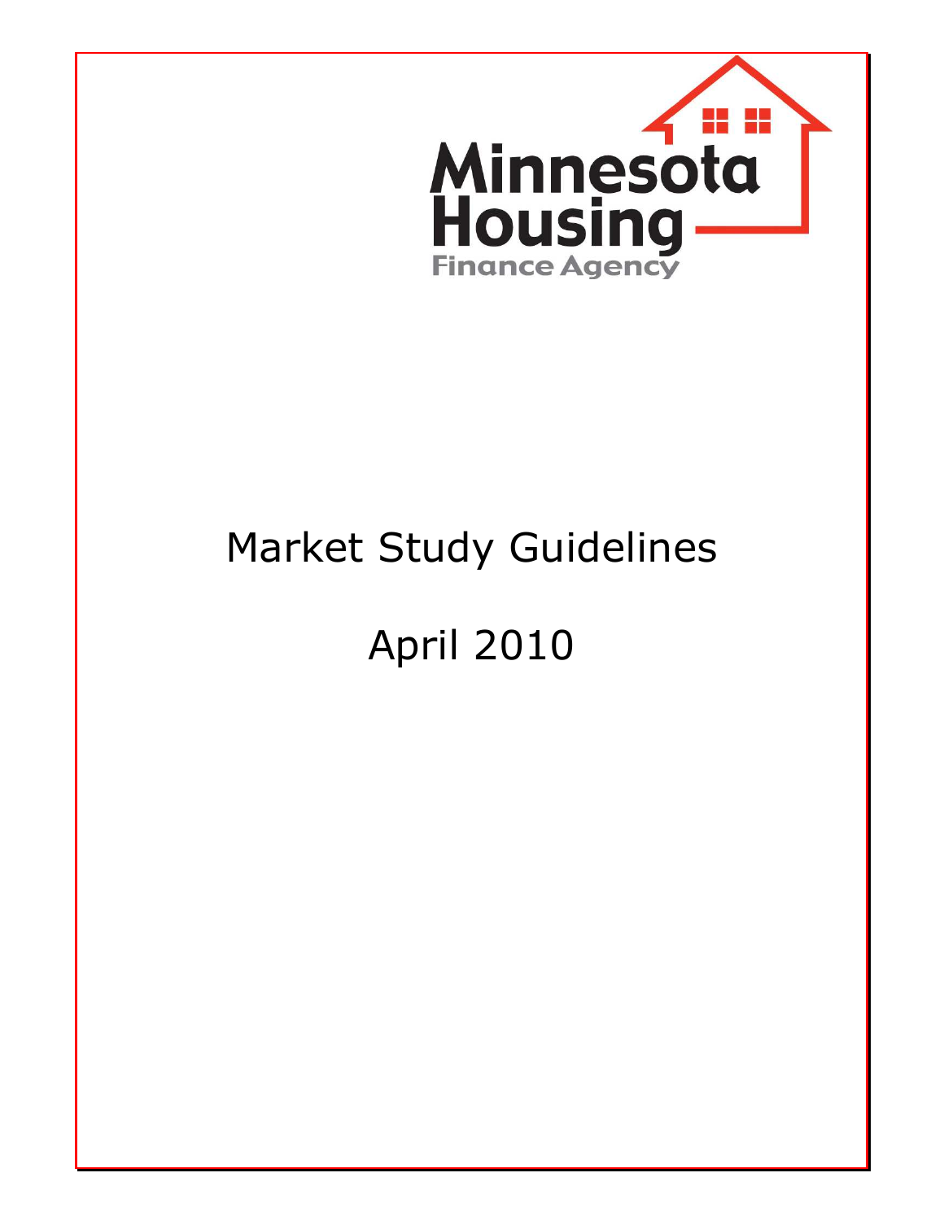Minnesota Housing Finance Agency

# Market Study Guidelines

## April 2010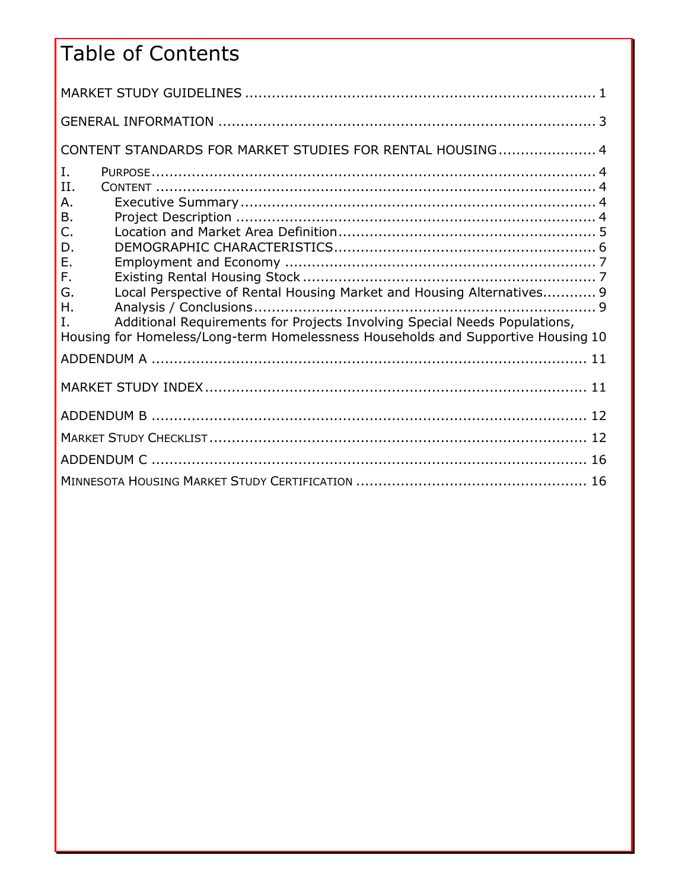# Table of Contents

MARKET STUDY GUIDELINES ........................................................................... 1

GENERAL INFORMATION ................................................................................ 3

CONTENT STANDARDS FOR MARKET STUDIES FOR RENTAL HOUSING ...................... 4

I. PURPOSE .................................................................................................. 4
II. CONTENT ................................................................................................. 4
A. Executive Summary ................................................................................. 4
B. Project Description .................................................................................. 4
C. Location and Market Area Definition ......................................................... 5
D. DEMOGRAPHIC CHARACTERISTICS ........................................................... 6
E. Employment and Economy ........................................................................ 7
F. Existing Rental Housing Stock ................................................................... 7
G. Local Perspective of Rental Housing Market and Housing Alternatives ............ 9
H. Analysis / Conclusions ............................................................................. 9
I. Additional Requirements for Projects Involving Special Needs Populations, Housing for Homeless/Long-term Homelessness Households and Supportive Housing 10

ADDENDUM A ............................................................................................. 11

MARKET STUDY INDEX ................................................................................. 11

ADDENDUM B ............................................................................................. 12

MARKET STUDY CHECKLIST .......................................................................... 12

ADDENDUM C ............................................................................................. 16

MINNESOTA HOUSING MARKET STUDY CERTIFICATION ........................................ 16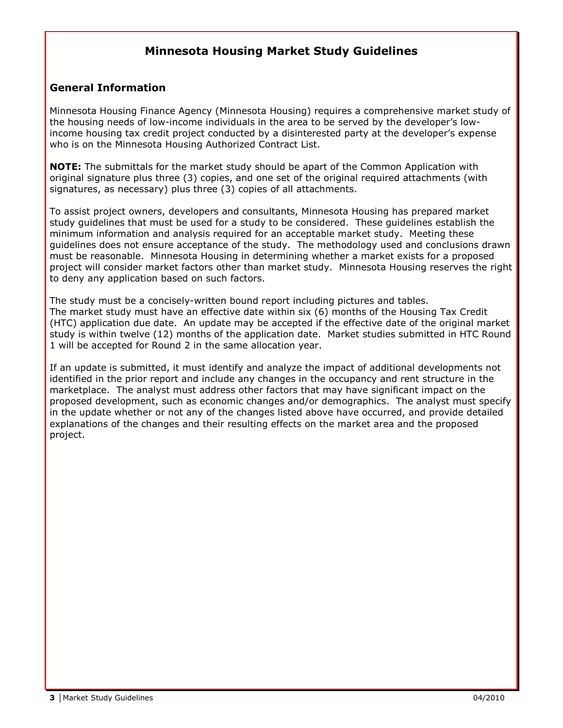# Minnesota Housing Market Study Guidelines

## General Information

Minnesota Housing Finance Agency (Minnesota Housing) requires a comprehensive market study of the housing needs of low-income individuals in the area to be served by the developer's low-income housing tax credit project conducted by a disinterested party at the developer's expense who is on the Minnesota Housing Authorized Contract List.

**NOTE:** The submittals for the market study should be apart of the Common Application with original signature plus three (3) copies, and one set of the original required attachments (with signatures, as necessary) plus three (3) copies of all attachments.

To assist project owners, developers and consultants, Minnesota Housing has prepared market study guidelines that must be used for a study to be considered. These guidelines establish the minimum information and analysis required for an acceptable market study. Meeting these guidelines does not ensure acceptance of the study. The methodology used and conclusions drawn must be reasonable. Minnesota Housing in determining whether a market exists for a proposed project will consider market factors other than market study. Minnesota Housing reserves the right to deny any application based on such factors.

The study must be a concisely-written bound report including pictures and tables.
The market study must have an effective date within six (6) months of the Housing Tax Credit (HTC) application due date. An update may be accepted if the effective date of the original market study is within twelve (12) months of the application date. Market studies submitted in HTC Round 1 will be accepted for Round 2 in the same allocation year.

If an update is submitted, it must identify and analyze the impact of additional developments not identified in the prior report and include any changes in the occupancy and rent structure in the marketplace. The analyst must address other factors that may have significant impact on the proposed development, such as economic changes and/or demographics. The analyst must specify in the update whether or not any of the changes listed above have occurred, and provide detailed explanations of the changes and their resulting effects on the market area and the proposed project.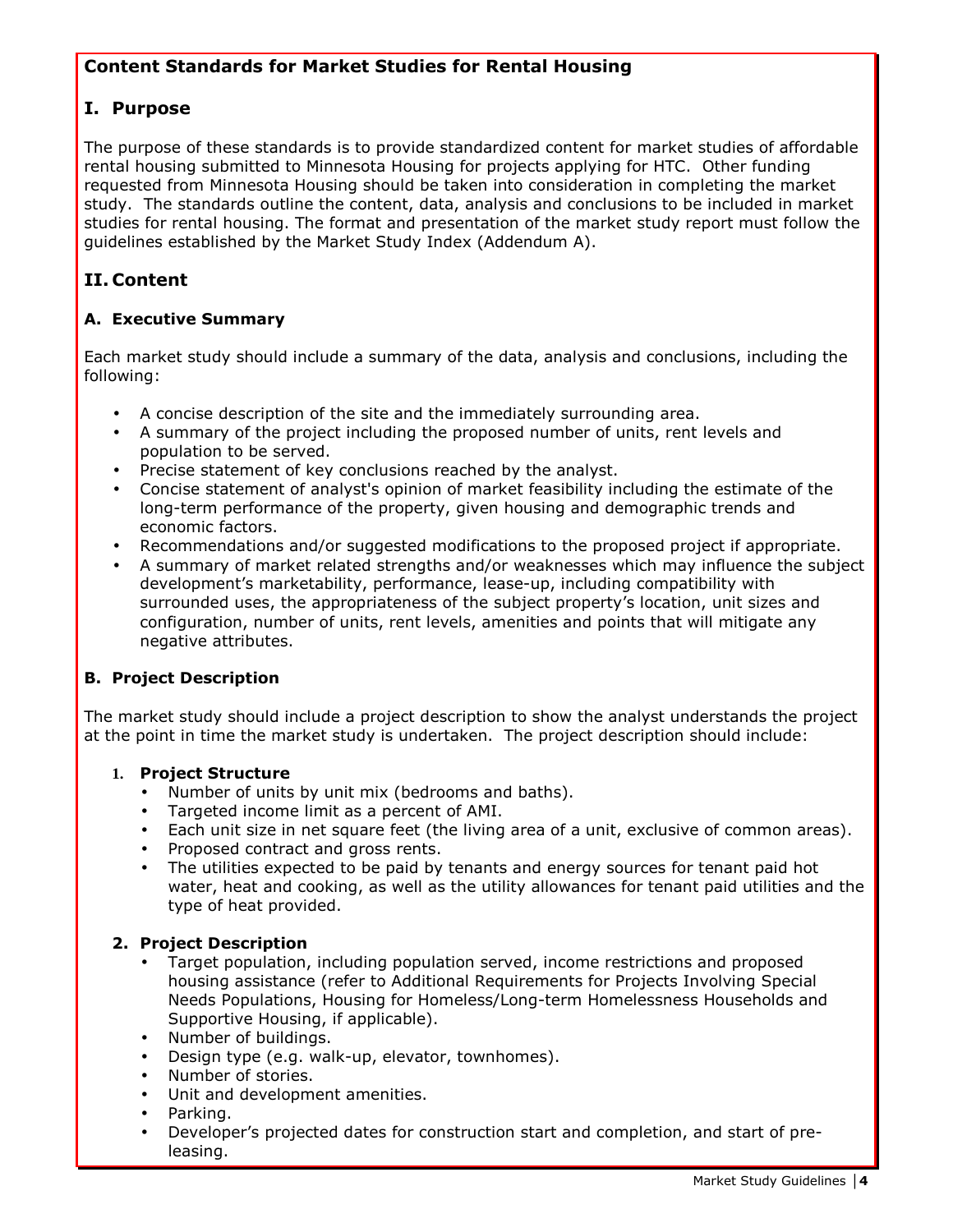## Content Standards for Market Studies for Rental Housing

## I. Purpose

The purpose of these standards is to provide standardized content for market studies of affordable rental housing submitted to Minnesota Housing for projects applying for HTC. Other funding requested from Minnesota Housing should be taken into consideration in completing the market study. The standards outline the content, data, analysis and conclusions to be included in market studies for rental housing. The format and presentation of the market study report must follow the guidelines established by the Market Study Index (Addendum A).

## II. Content

### A. Executive Summary

Each market study should include a summary of the data, analysis and conclusions, including the following:

- A concise description of the site and the immediately surrounding area.
- A summary of the project including the proposed number of units, rent levels and population to be served.
- Precise statement of key conclusions reached by the analyst.
- Concise statement of analyst's opinion of market feasibility including the estimate of the long-term performance of the property, given housing and demographic trends and economic factors.
- Recommendations and/or suggested modifications to the proposed project if appropriate.
- A summary of market related strengths and/or weaknesses which may influence the subject development's marketability, performance, lease-up, including compatibility with surrounded uses, the appropriateness of the subject property's location, unit sizes and configuration, number of units, rent levels, amenities and points that will mitigate any negative attributes.

### B. Project Description

The market study should include a project description to show the analyst understands the project at the point in time the market study is undertaken. The project description should include:

1. **Project Structure**
   - Number of units by unit mix (bedrooms and baths).
   - Targeted income limit as a percent of AMI.
   - Each unit size in net square feet (the living area of a unit, exclusive of common areas).
   - Proposed contract and gross rents.
   - The utilities expected to be paid by tenants and energy sources for tenant paid hot water, heat and cooking, as well as the utility allowances for tenant paid utilities and the type of heat provided.

2. **Project Description**
   - Target population, including population served, income restrictions and proposed housing assistance (refer to Additional Requirements for Projects Involving Special Needs Populations, Housing for Homeless/Long-term Homelessness Households and Supportive Housing, if applicable).
   - Number of buildings.
   - Design type (e.g. walk-up, elevator, townhomes).
   - Number of stories.
   - Unit and development amenities.
   - Parking.
   - Developer's projected dates for construction start and completion, and start of pre-leasing.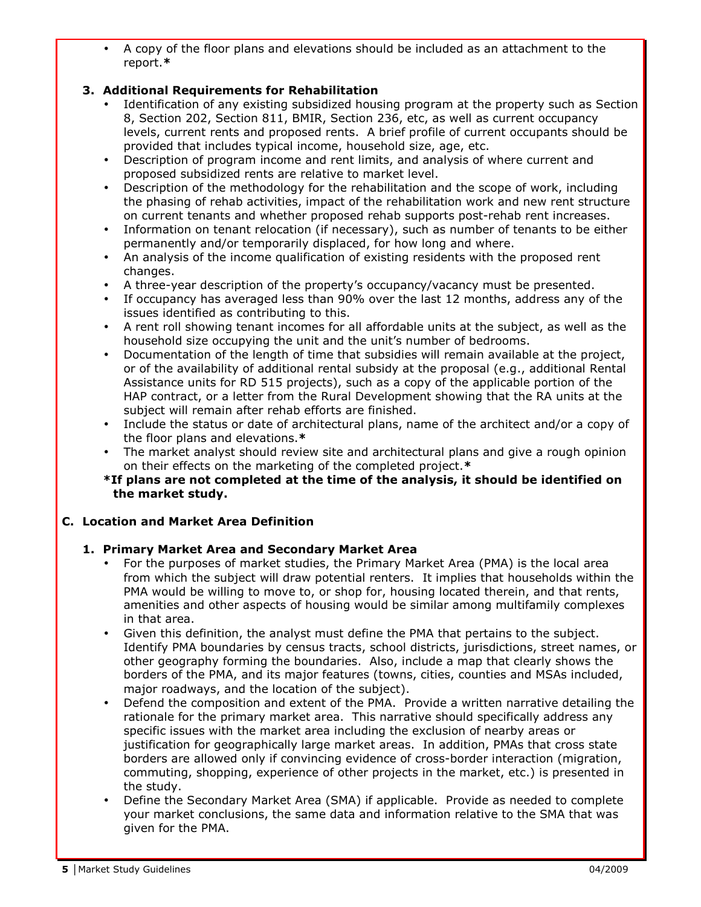- A copy of the floor plans and elevations should be included as an attachment to the report.**\***

### 3. Additional Requirements for Rehabilitation

- Identification of any existing subsidized housing program at the property such as Section 8, Section 202, Section 811, BMIR, Section 236, etc, as well as current occupancy levels, current rents and proposed rents. A brief profile of current occupants should be provided that includes typical income, household size, age, etc.
- Description of program income and rent limits, and analysis of where current and proposed subsidized rents are relative to market level.
- Description of the methodology for the rehabilitation and the scope of work, including the phasing of rehab activities, impact of the rehabilitation work and new rent structure on current tenants and whether proposed rehab supports post-rehab rent increases.
- Information on tenant relocation (if necessary), such as number of tenants to be either permanently and/or temporarily displaced, for how long and where.
- An analysis of the income qualification of existing residents with the proposed rent changes.
- A three-year description of the property's occupancy/vacancy must be presented.
- If occupancy has averaged less than 90% over the last 12 months, address any of the issues identified as contributing to this.
- A rent roll showing tenant incomes for all affordable units at the subject, as well as the household size occupying the unit and the unit's number of bedrooms.
- Documentation of the length of time that subsidies will remain available at the project, or of the availability of additional rental subsidy at the proposal (e.g., additional Rental Assistance units for RD 515 projects), such as a copy of the applicable portion of the HAP contract, or a letter from the Rural Development showing that the RA units at the subject will remain after rehab efforts are finished.
- Include the status or date of architectural plans, name of the architect and/or a copy of the floor plans and elevations.**\***
- The market analyst should review site and architectural plans and give a rough opinion on their effects on the marketing of the completed project.**\***

**\*If plans are not completed at the time of the analysis, it should be identified on the market study.**

## C. Location and Market Area Definition

### 1. Primary Market Area and Secondary Market Area

- For the purposes of market studies, the Primary Market Area (PMA) is the local area from which the subject will draw potential renters. It implies that households within the PMA would be willing to move to, or shop for, housing located therein, and that rents, amenities and other aspects of housing would be similar among multifamily complexes in that area.
- Given this definition, the analyst must define the PMA that pertains to the subject. Identify PMA boundaries by census tracts, school districts, jurisdictions, street names, or other geography forming the boundaries. Also, include a map that clearly shows the borders of the PMA, and its major features (towns, cities, counties and MSAs included, major roadways, and the location of the subject).
- Defend the composition and extent of the PMA. Provide a written narrative detailing the rationale for the primary market area. This narrative should specifically address any specific issues with the market area including the exclusion of nearby areas or justification for geographically large market areas. In addition, PMAs that cross state borders are allowed only if convincing evidence of cross-border interaction (migration, commuting, shopping, experience of other projects in the market, etc.) is presented in the study.
- Define the Secondary Market Area (SMA) if applicable. Provide as needed to complete your market conclusions, the same data and information relative to the SMA that was given for the PMA.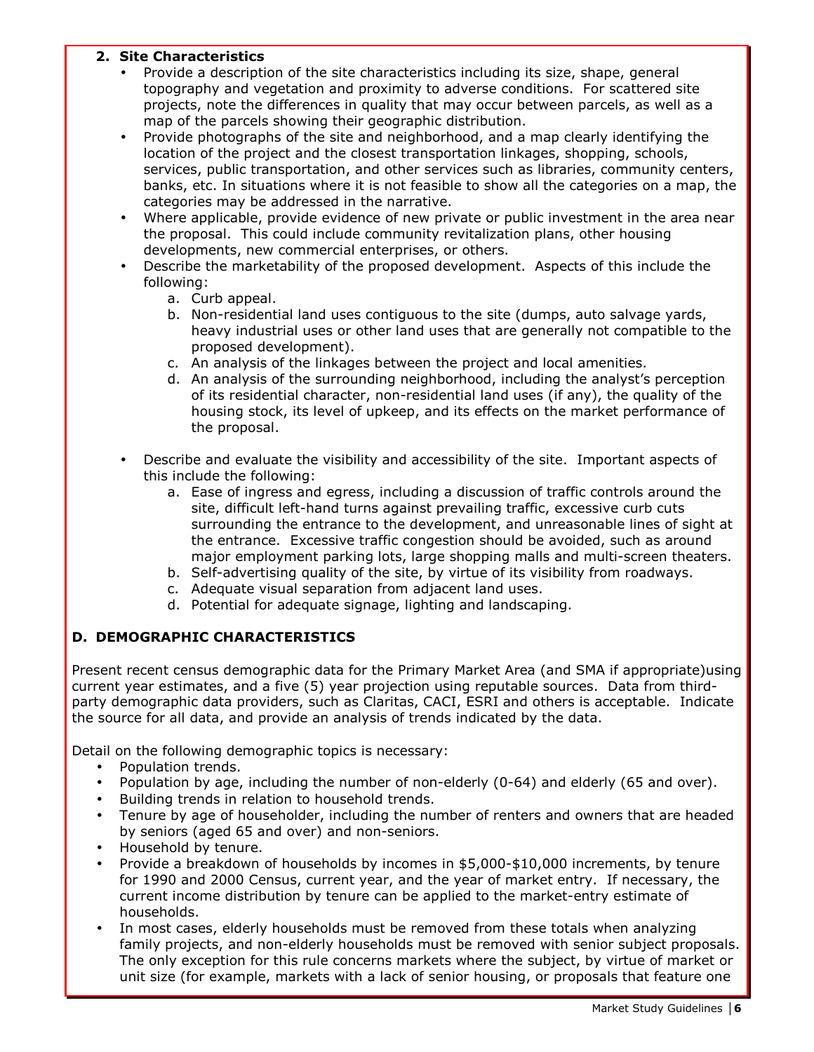**2. Site Characteristics**

- Provide a description of the site characteristics including its size, shape, general topography and vegetation and proximity to adverse conditions. For scattered site projects, note the differences in quality that may occur between parcels, as well as a map of the parcels showing their geographic distribution.
- Provide photographs of the site and neighborhood, and a map clearly identifying the location of the project and the closest transportation linkages, shopping, schools, services, public transportation, and other services such as libraries, community centers, banks, etc. In situations where it is not feasible to show all the categories on a map, the categories may be addressed in the narrative.
- Where applicable, provide evidence of new private or public investment in the area near the proposal. This could include community revitalization plans, other housing developments, new commercial enterprises, or others.
- Describe the marketability of the proposed development. Aspects of this include the following:
    a. Curb appeal.
    b. Non-residential land uses contiguous to the site (dumps, auto salvage yards, heavy industrial uses or other land uses that are generally not compatible to the proposed development).
    c. An analysis of the linkages between the project and local amenities.
    d. An analysis of the surrounding neighborhood, including the analyst's perception of its residential character, non-residential land uses (if any), the quality of the housing stock, its level of upkeep, and its effects on the market performance of the proposal.
- Describe and evaluate the visibility and accessibility of the site. Important aspects of this include the following:
    a. Ease of ingress and egress, including a discussion of traffic controls around the site, difficult left-hand turns against prevailing traffic, excessive curb cuts surrounding the entrance to the development, and unreasonable lines of sight at the entrance. Excessive traffic congestion should be avoided, such as around major employment parking lots, large shopping malls and multi-screen theaters.
    b. Self-advertising quality of the site, by virtue of its visibility from roadways.
    c. Adequate visual separation from adjacent land uses.
    d. Potential for adequate signage, lighting and landscaping.

## D. DEMOGRAPHIC CHARACTERISTICS

Present recent census demographic data for the Primary Market Area (and SMA if appropriate)using current year estimates, and a five (5) year projection using reputable sources. Data from third-party demographic data providers, such as Claritas, CACI, ESRI and others is acceptable. Indicate the source for all data, and provide an analysis of trends indicated by the data.

Detail on the following demographic topics is necessary:

- Population trends.
- Population by age, including the number of non-elderly (0-64) and elderly (65 and over).
- Building trends in relation to household trends.
- Tenure by age of householder, including the number of renters and owners that are headed by seniors (aged 65 and over) and non-seniors.
- Household by tenure.
- Provide a breakdown of households by incomes in $5,000-$10,000 increments, by tenure for 1990 and 2000 Census, current year, and the year of market entry. If necessary, the current income distribution by tenure can be applied to the market-entry estimate of households.
- In most cases, elderly households must be removed from these totals when analyzing family projects, and non-elderly households must be removed with senior subject proposals. The only exception for this rule concerns markets where the subject, by virtue of market or unit size (for example, markets with a lack of senior housing, or proposals that feature one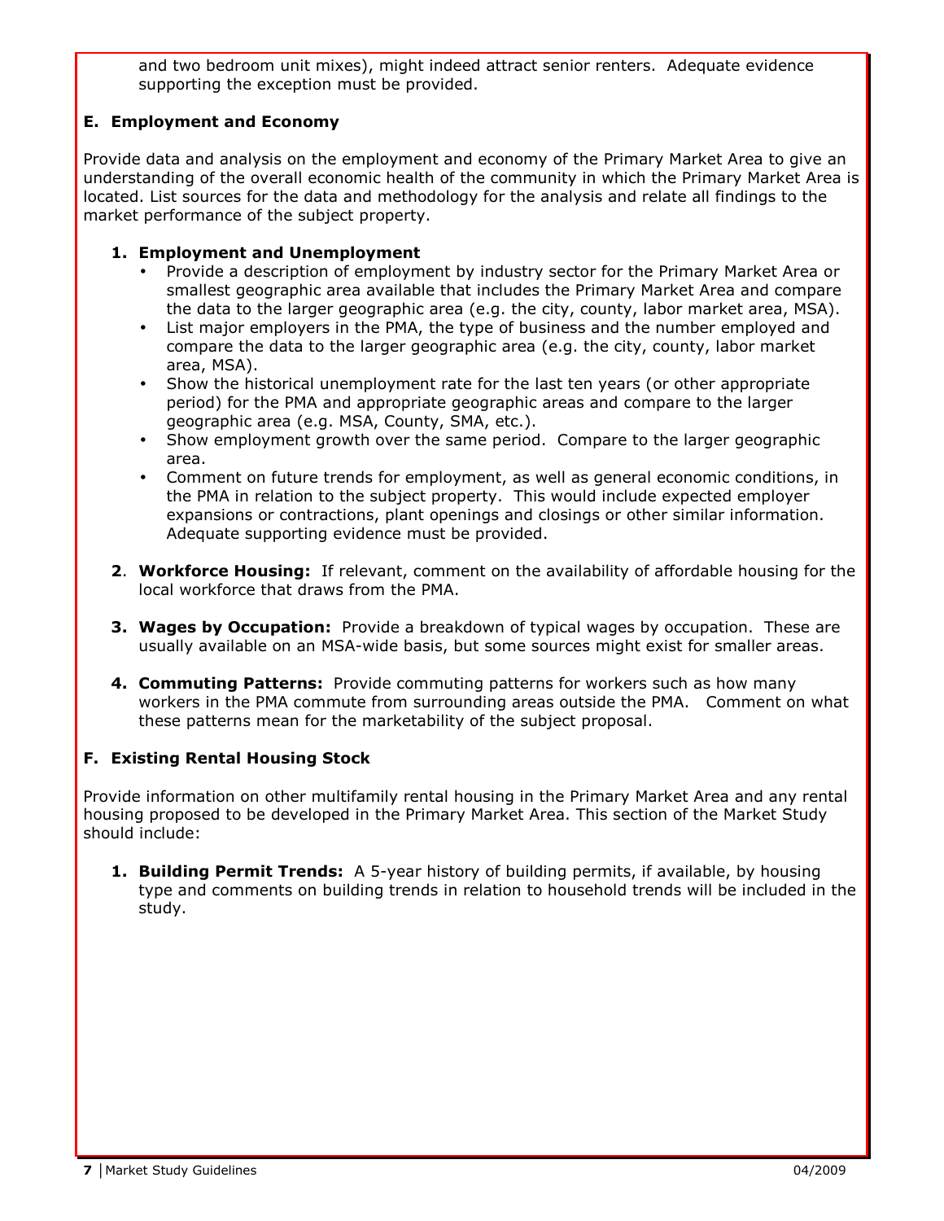and two bedroom unit mixes), might indeed attract senior renters. Adequate evidence supporting the exception must be provided.

### E. Employment and Economy

Provide data and analysis on the employment and economy of the Primary Market Area to give an understanding of the overall economic health of the community in which the Primary Market Area is located. List sources for the data and methodology for the analysis and relate all findings to the market performance of the subject property.

**1. Employment and Unemployment**

- Provide a description of employment by industry sector for the Primary Market Area or smallest geographic area available that includes the Primary Market Area and compare the data to the larger geographic area (e.g. the city, county, labor market area, MSA).
- List major employers in the PMA, the type of business and the number employed and compare the data to the larger geographic area (e.g. the city, county, labor market area, MSA).
- Show the historical unemployment rate for the last ten years (or other appropriate period) for the PMA and appropriate geographic areas and compare to the larger geographic area (e.g. MSA, County, SMA, etc.).
- Show employment growth over the same period. Compare to the larger geographic area.
- Comment on future trends for employment, as well as general economic conditions, in the PMA in relation to the subject property. This would include expected employer expansions or contractions, plant openings and closings or other similar information. Adequate supporting evidence must be provided.

**2**. **Workforce Housing:** If relevant, comment on the availability of affordable housing for the local workforce that draws from the PMA.

**3. Wages by Occupation:** Provide a breakdown of typical wages by occupation. These are usually available on an MSA-wide basis, but some sources might exist for smaller areas.

**4. Commuting Patterns:** Provide commuting patterns for workers such as how many workers in the PMA commute from surrounding areas outside the PMA. Comment on what these patterns mean for the marketability of the subject proposal.

### F. Existing Rental Housing Stock

Provide information on other multifamily rental housing in the Primary Market Area and any rental housing proposed to be developed in the Primary Market Area. This section of the Market Study should include:

**1. Building Permit Trends:** A 5-year history of building permits, if available, by housing type and comments on building trends in relation to household trends will be included in the study.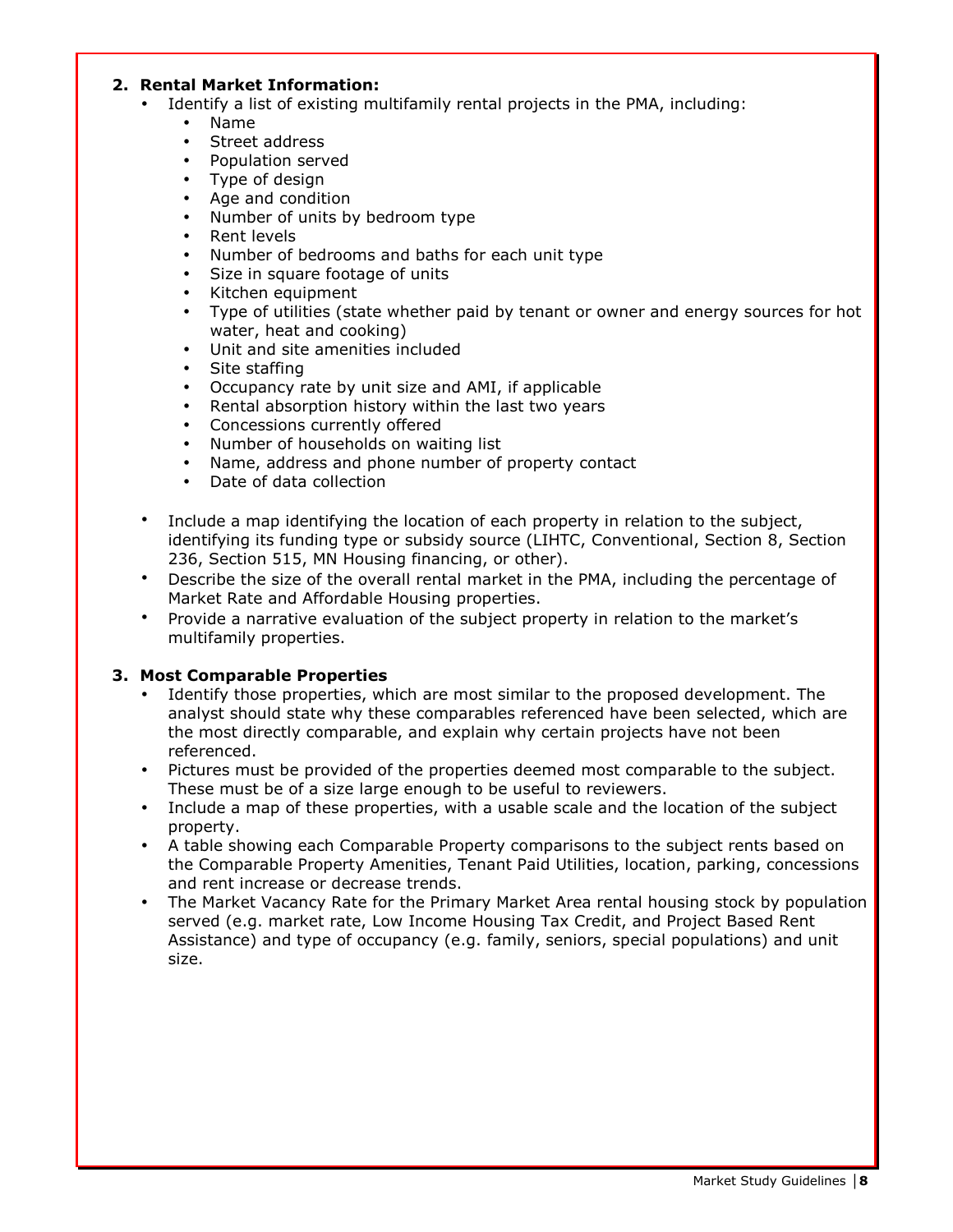**2. Rental Market Information:**

- Identify a list of existing multifamily rental projects in the PMA, including:
  - Name
  - Street address
  - Population served
  - Type of design
  - Age and condition
  - Number of units by bedroom type
  - Rent levels
  - Number of bedrooms and baths for each unit type
  - Size in square footage of units
  - Kitchen equipment
  - Type of utilities (state whether paid by tenant or owner and energy sources for hot water, heat and cooking)
  - Unit and site amenities included
  - Site staffing
  - Occupancy rate by unit size and AMI, if applicable
  - Rental absorption history within the last two years
  - Concessions currently offered
  - Number of households on waiting list
  - Name, address and phone number of property contact
  - Date of data collection
- Include a map identifying the location of each property in relation to the subject, identifying its funding type or subsidy source (LIHTC, Conventional, Section 8, Section 236, Section 515, MN Housing financing, or other).
- Describe the size of the overall rental market in the PMA, including the percentage of Market Rate and Affordable Housing properties.
- Provide a narrative evaluation of the subject property in relation to the market's multifamily properties.

**3. Most Comparable Properties**

- Identify those properties, which are most similar to the proposed development. The analyst should state why these comparables referenced have been selected, which are the most directly comparable, and explain why certain projects have not been referenced.
- Pictures must be provided of the properties deemed most comparable to the subject. These must be of a size large enough to be useful to reviewers.
- Include a map of these properties, with a usable scale and the location of the subject property.
- A table showing each Comparable Property comparisons to the subject rents based on the Comparable Property Amenities, Tenant Paid Utilities, location, parking, concessions and rent increase or decrease trends.
- The Market Vacancy Rate for the Primary Market Area rental housing stock by population served (e.g. market rate, Low Income Housing Tax Credit, and Project Based Rent Assistance) and type of occupancy (e.g. family, seniors, special populations) and unit size.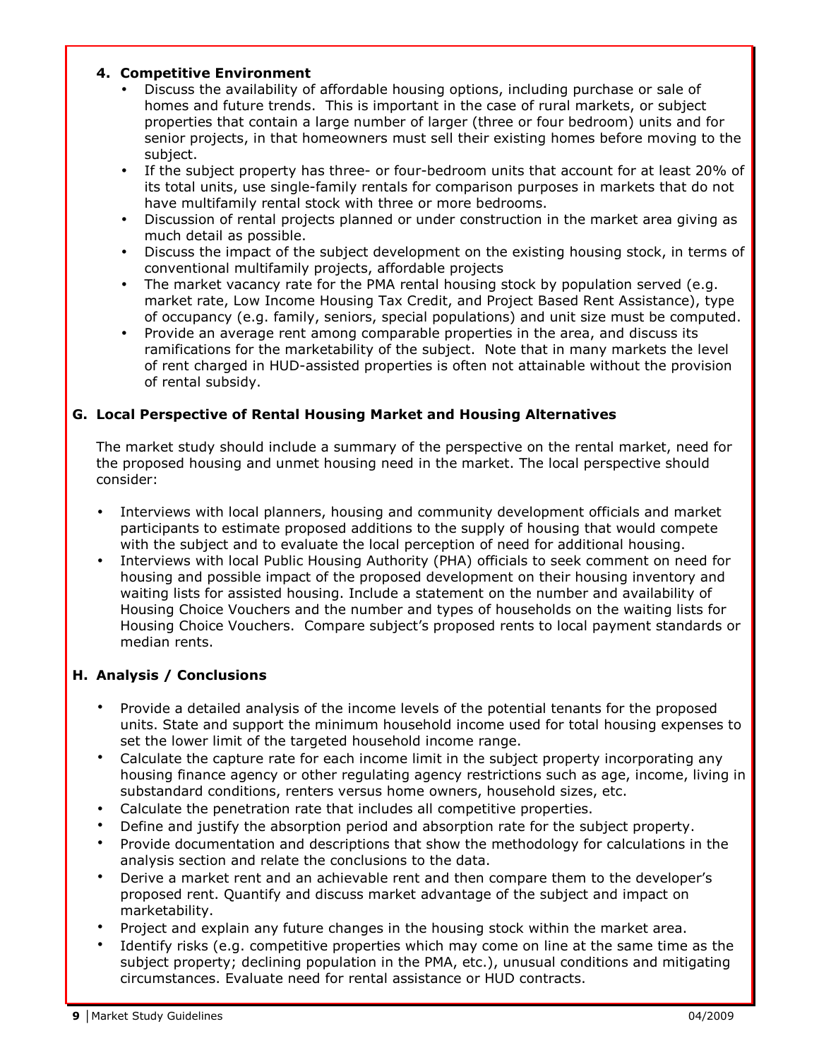### 4. Competitive Environment

- Discuss the availability of affordable housing options, including purchase or sale of homes and future trends. This is important in the case of rural markets, or subject properties that contain a large number of larger (three or four bedroom) units and for senior projects, in that homeowners must sell their existing homes before moving to the subject.
- If the subject property has three- or four-bedroom units that account for at least 20% of its total units, use single-family rentals for comparison purposes in markets that do not have multifamily rental stock with three or more bedrooms.
- Discussion of rental projects planned or under construction in the market area giving as much detail as possible.
- Discuss the impact of the subject development on the existing housing stock, in terms of conventional multifamily projects, affordable projects
- The market vacancy rate for the PMA rental housing stock by population served (e.g. market rate, Low Income Housing Tax Credit, and Project Based Rent Assistance), type of occupancy (e.g. family, seniors, special populations) and unit size must be computed.
- Provide an average rent among comparable properties in the area, and discuss its ramifications for the marketability of the subject. Note that in many markets the level of rent charged in HUD-assisted properties is often not attainable without the provision of rental subsidy.

## G. Local Perspective of Rental Housing Market and Housing Alternatives

The market study should include a summary of the perspective on the rental market, need for the proposed housing and unmet housing need in the market. The local perspective should consider:

- Interviews with local planners, housing and community development officials and market participants to estimate proposed additions to the supply of housing that would compete with the subject and to evaluate the local perception of need for additional housing.
- Interviews with local Public Housing Authority (PHA) officials to seek comment on need for housing and possible impact of the proposed development on their housing inventory and waiting lists for assisted housing. Include a statement on the number and availability of Housing Choice Vouchers and the number and types of households on the waiting lists for Housing Choice Vouchers. Compare subject's proposed rents to local payment standards or median rents.

## H. Analysis / Conclusions

- Provide a detailed analysis of the income levels of the potential tenants for the proposed units. State and support the minimum household income used for total housing expenses to set the lower limit of the targeted household income range.
- Calculate the capture rate for each income limit in the subject property incorporating any housing finance agency or other regulating agency restrictions such as age, income, living in substandard conditions, renters versus home owners, household sizes, etc.
- Calculate the penetration rate that includes all competitive properties.
- Define and justify the absorption period and absorption rate for the subject property.
- Provide documentation and descriptions that show the methodology for calculations in the analysis section and relate the conclusions to the data.
- Derive a market rent and an achievable rent and then compare them to the developer's proposed rent. Quantify and discuss market advantage of the subject and impact on marketability.
- Project and explain any future changes in the housing stock within the market area.
- Identify risks (e.g. competitive properties which may come on line at the same time as the subject property; declining population in the PMA, etc.), unusual conditions and mitigating circumstances. Evaluate need for rental assistance or HUD contracts.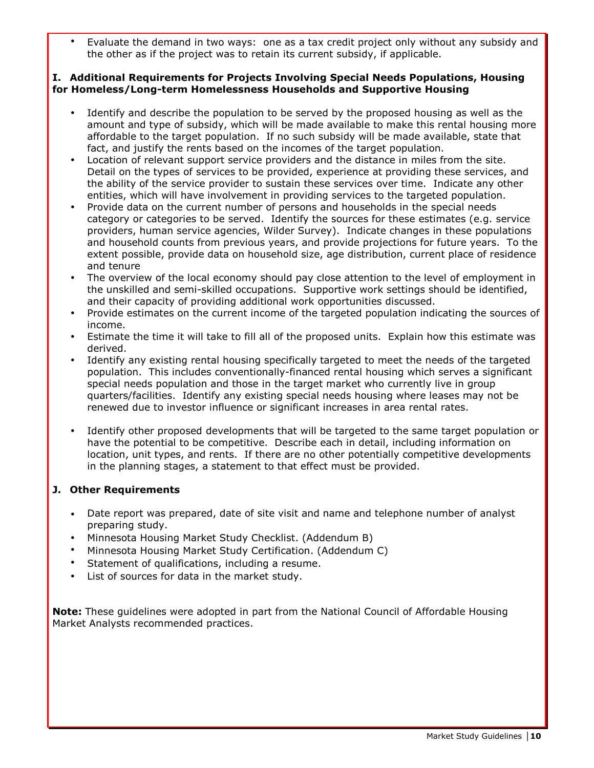- Evaluate the demand in two ways: one as a tax credit project only without any subsidy and the other as if the project was to retain its current subsidy, if applicable.

**I. Additional Requirements for Projects Involving Special Needs Populations, Housing for Homeless/Long-term Homelessness Households and Supportive Housing**

- Identify and describe the population to be served by the proposed housing as well as the amount and type of subsidy, which will be made available to make this rental housing more affordable to the target population. If no such subsidy will be made available, state that fact, and justify the rents based on the incomes of the target population.
- Location of relevant support service providers and the distance in miles from the site. Detail on the types of services to be provided, experience at providing these services, and the ability of the service provider to sustain these services over time. Indicate any other entities, which will have involvement in providing services to the targeted population.
- Provide data on the current number of persons and households in the special needs category or categories to be served. Identify the sources for these estimates (e.g. service providers, human service agencies, Wilder Survey). Indicate changes in these populations and household counts from previous years, and provide projections for future years. To the extent possible, provide data on household size, age distribution, current place of residence and tenure
- The overview of the local economy should pay close attention to the level of employment in the unskilled and semi-skilled occupations. Supportive work settings should be identified, and their capacity of providing additional work opportunities discussed.
- Provide estimates on the current income of the targeted population indicating the sources of income.
- Estimate the time it will take to fill all of the proposed units. Explain how this estimate was derived.
- Identify any existing rental housing specifically targeted to meet the needs of the targeted population. This includes conventionally-financed rental housing which serves a significant special needs population and those in the target market who currently live in group quarters/facilities. Identify any existing special needs housing where leases may not be renewed due to investor influence or significant increases in area rental rates.
- Identify other proposed developments that will be targeted to the same target population or have the potential to be competitive. Describe each in detail, including information on location, unit types, and rents. If there are no other potentially competitive developments in the planning stages, a statement to that effect must be provided.

**J. Other Requirements**

- Date report was prepared, date of site visit and name and telephone number of analyst preparing study.
- Minnesota Housing Market Study Checklist. (Addendum B)
- Minnesota Housing Market Study Certification. (Addendum C)
- Statement of qualifications, including a resume.
- List of sources for data in the market study.

**Note:** These guidelines were adopted in part from the National Council of Affordable Housing Market Analysts recommended practices.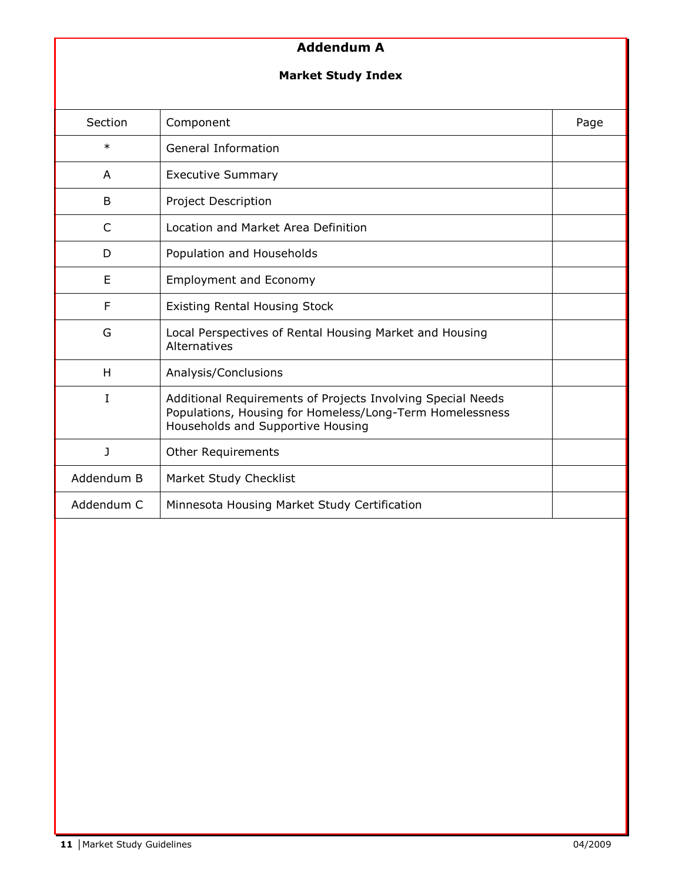# Addendum A

## Market Study Index

| Section | Component | Page |
|---|---|---|
| * | General Information | |
| A | Executive Summary | |
| B | Project Description | |
| C | Location and Market Area Definition | |
| D | Population and Households | |
| E | Employment and Economy | |
| F | Existing Rental Housing Stock | |
| G | Local Perspectives of Rental Housing Market and Housing Alternatives | |
| H | Analysis/Conclusions | |
| I | Additional Requirements of Projects Involving Special Needs Populations, Housing for Homeless/Long-Term Homelessness Households and Supportive Housing | |
| J | Other Requirements | |
| Addendum B | Market Study Checklist | |
| Addendum C | Minnesota Housing Market Study Certification | |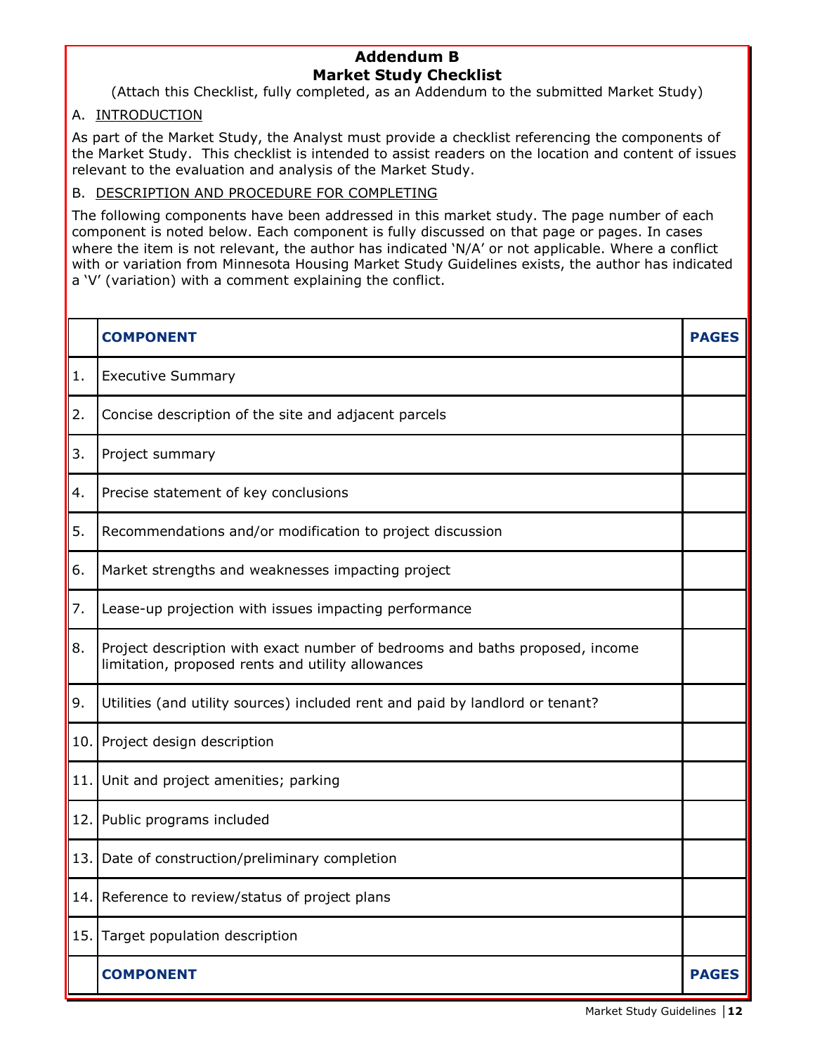# Addendum B
## Market Study Checklist

(Attach this Checklist, fully completed, as an Addendum to the submitted Market Study)

A. INTRODUCTION

As part of the Market Study, the Analyst must provide a checklist referencing the components of the Market Study. This checklist is intended to assist readers on the location and content of issues relevant to the evaluation and analysis of the Market Study.

B. DESCRIPTION AND PROCEDURE FOR COMPLETING

The following components have been addressed in this market study. The page number of each component is noted below. Each component is fully discussed on that page or pages. In cases where the item is not relevant, the author has indicated 'N/A' or not applicable. Where a conflict with or variation from Minnesota Housing Market Study Guidelines exists, the author has indicated a 'V' (variation) with a comment explaining the conflict.

| | **COMPONENT** | **PAGES** |
|---|---|---|
| 1. | Executive Summary | |
| 2. | Concise description of the site and adjacent parcels | |
| 3. | Project summary | |
| 4. | Precise statement of key conclusions | |
| 5. | Recommendations and/or modification to project discussion | |
| 6. | Market strengths and weaknesses impacting project | |
| 7. | Lease-up projection with issues impacting performance | |
| 8. | Project description with exact number of bedrooms and baths proposed, income limitation, proposed rents and utility allowances | |
| 9. | Utilities (and utility sources) included rent and paid by landlord or tenant? | |
| 10. | Project design description | |
| 11. | Unit and project amenities; parking | |
| 12. | Public programs included | |
| 13. | Date of construction/preliminary completion | |
| 14. | Reference to review/status of project plans | |
| 15. | Target population description | |
| | **COMPONENT** | **PAGES** |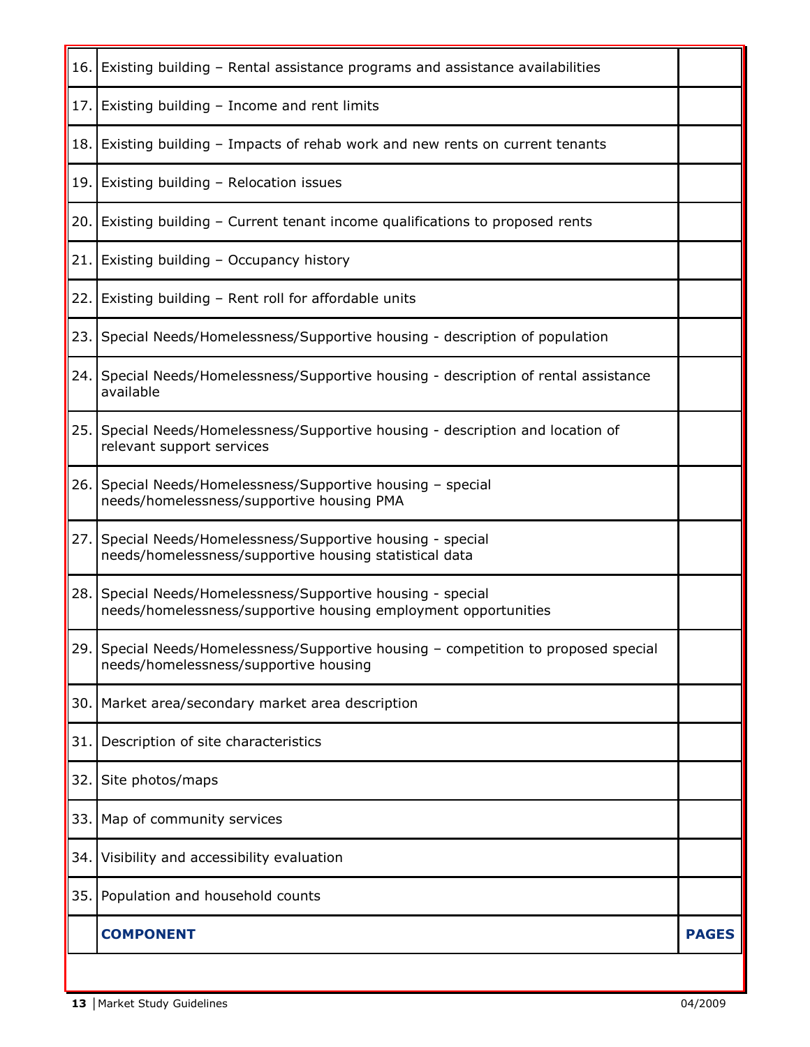| | | |
|---|---|---|
| 16. | Existing building – Rental assistance programs and assistance availabilities | |
| 17. | Existing building – Income and rent limits | |
| 18. | Existing building – Impacts of rehab work and new rents on current tenants | |
| 19. | Existing building – Relocation issues | |
| 20. | Existing building – Current tenant income qualifications to proposed rents | |
| 21. | Existing building – Occupancy history | |
| 22. | Existing building – Rent roll for affordable units | |
| 23. | Special Needs/Homelessness/Supportive housing - description of population | |
| 24. | Special Needs/Homelessness/Supportive housing - description of rental assistance available | |
| 25. | Special Needs/Homelessness/Supportive housing - description and location of relevant support services | |
| 26. | Special Needs/Homelessness/Supportive housing – special needs/homelessness/supportive housing PMA | |
| 27. | Special Needs/Homelessness/Supportive housing - special needs/homelessness/supportive housing statistical data | |
| 28. | Special Needs/Homelessness/Supportive housing - special needs/homelessness/supportive housing employment opportunities | |
| 29. | Special Needs/Homelessness/Supportive housing – competition to proposed special needs/homelessness/supportive housing | |
| 30. | Market area/secondary market area description | |
| 31. | Description of site characteristics | |
| 32. | Site photos/maps | |
| 33. | Map of community services | |
| 34. | Visibility and accessibility evaluation | |
| 35. | Population and household counts | |
| | **COMPONENT** | **PAGES** |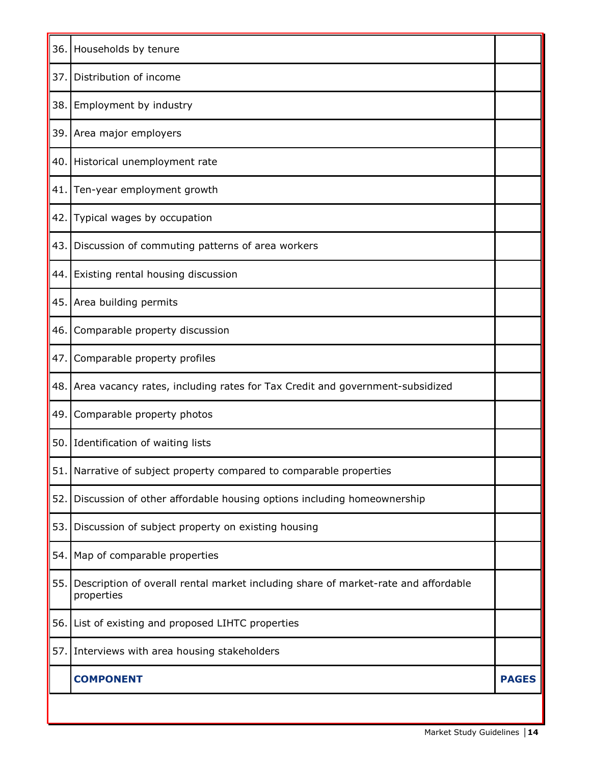| | | |
|---|---|---|
| 36. | Households by tenure | |
| 37. | Distribution of income | |
| 38. | Employment by industry | |
| 39. | Area major employers | |
| 40. | Historical unemployment rate | |
| 41. | Ten-year employment growth | |
| 42. | Typical wages by occupation | |
| 43. | Discussion of commuting patterns of area workers | |
| 44. | Existing rental housing discussion | |
| 45. | Area building permits | |
| 46. | Comparable property discussion | |
| 47. | Comparable property profiles | |
| 48. | Area vacancy rates, including rates for Tax Credit and government-subsidized | |
| 49. | Comparable property photos | |
| 50. | Identification of waiting lists | |
| 51. | Narrative of subject property compared to comparable properties | |
| 52. | Discussion of other affordable housing options including homeownership | |
| 53. | Discussion of subject property on existing housing | |
| 54. | Map of comparable properties | |
| 55. | Description of overall rental market including share of market-rate and affordable properties | |
| 56. | List of existing and proposed LIHTC properties | |
| 57. | Interviews with area housing stakeholders | |
| | **COMPONENT** | **PAGES** |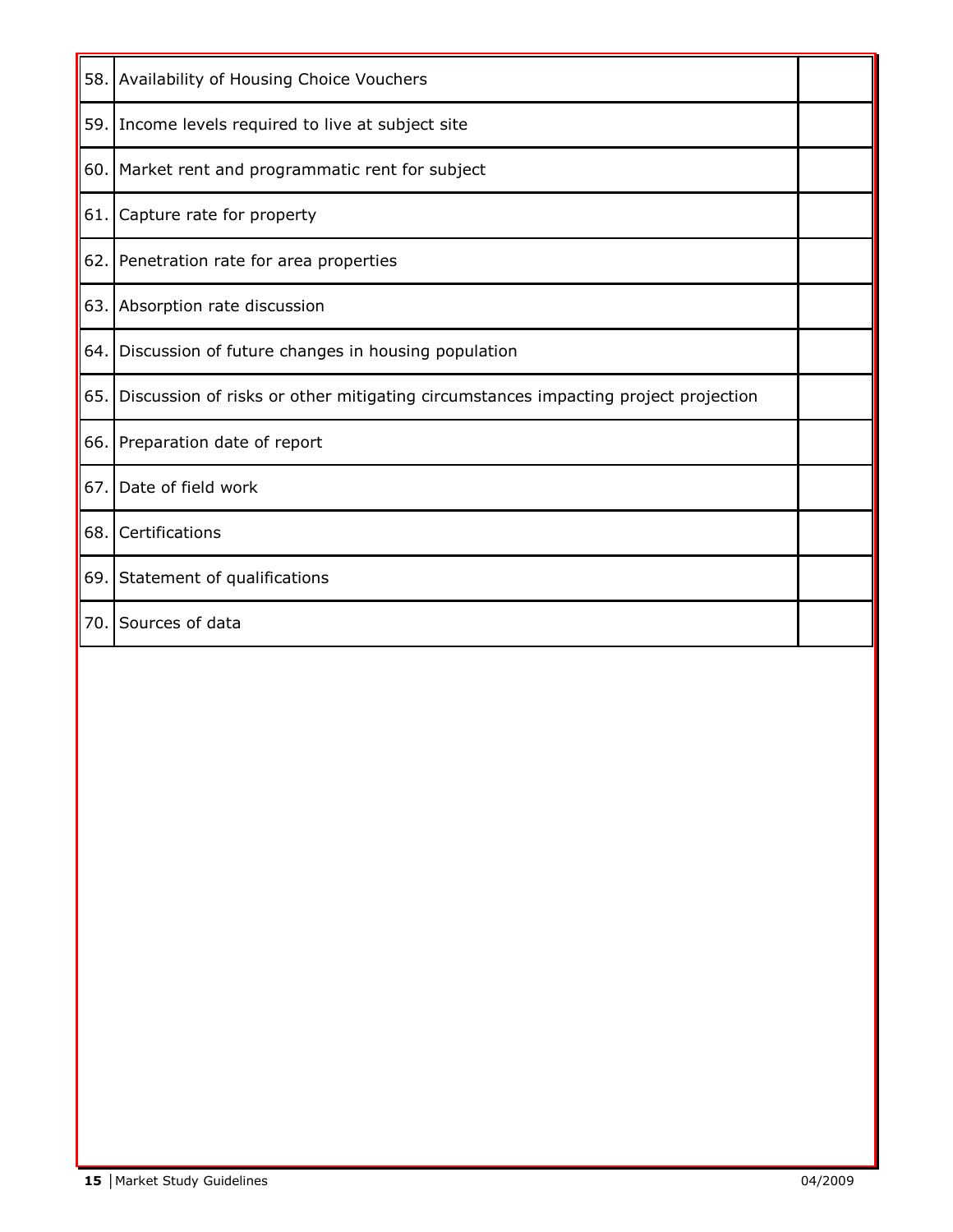| | | |
|---|---|---|
| 58. | Availability of Housing Choice Vouchers | |
| 59. | Income levels required to live at subject site | |
| 60. | Market rent and programmatic rent for subject | |
| 61. | Capture rate for property | |
| 62. | Penetration rate for area properties | |
| 63. | Absorption rate discussion | |
| 64. | Discussion of future changes in housing population | |
| 65. | Discussion of risks or other mitigating circumstances impacting project projection | |
| 66. | Preparation date of report | |
| 67. | Date of field work | |
| 68. | Certifications | |
| 69. | Statement of qualifications | |
| 70. | Sources of data | |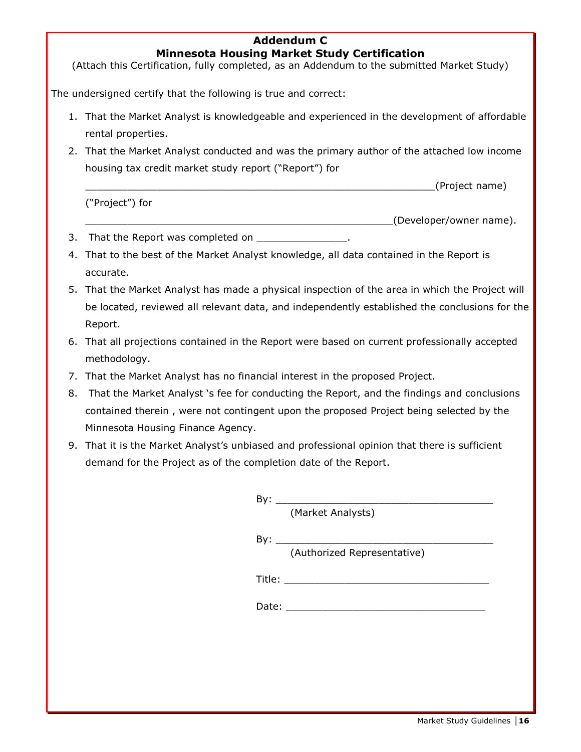# Addendum C
## Minnesota Housing Market Study Certification

(Attach this Certification, fully completed, as an Addendum to the submitted Market Study)

The undersigned certify that the following is true and correct:

1. That the Market Analyst is knowledgeable and experienced in the development of affordable rental properties.
2. That the Market Analyst conducted and was the primary author of the attached low income housing tax credit market study report ("Report") for

   ____________________________________________________________(Project name)

   ("Project") for

   _____________________________________________________(Developer/owner name).
3. That the Report was completed on _______________.
4. That to the best of the Market Analyst knowledge, all data contained in the Report is accurate.
5. That the Market Analyst has made a physical inspection of the area in which the Project will be located, reviewed all relevant data, and independently established the conclusions for the Report.
6. That all projections contained in the Report were based on current professionally accepted methodology.
7. That the Market Analyst has no financial interest in the proposed Project.
8. That the Market Analyst 's fee for conducting the Report, and the findings and conclusions contained therein , were not contingent upon the proposed Project being selected by the Minnesota Housing Finance Agency.
9. That it is the Market Analyst's unbiased and professional opinion that there is sufficient demand for the Project as of the completion date of the Report.

By: _____________________________________

(Market Analysts)

By: _____________________________________

(Authorized Representative)

Title: __________________________________

Date: __________________________________